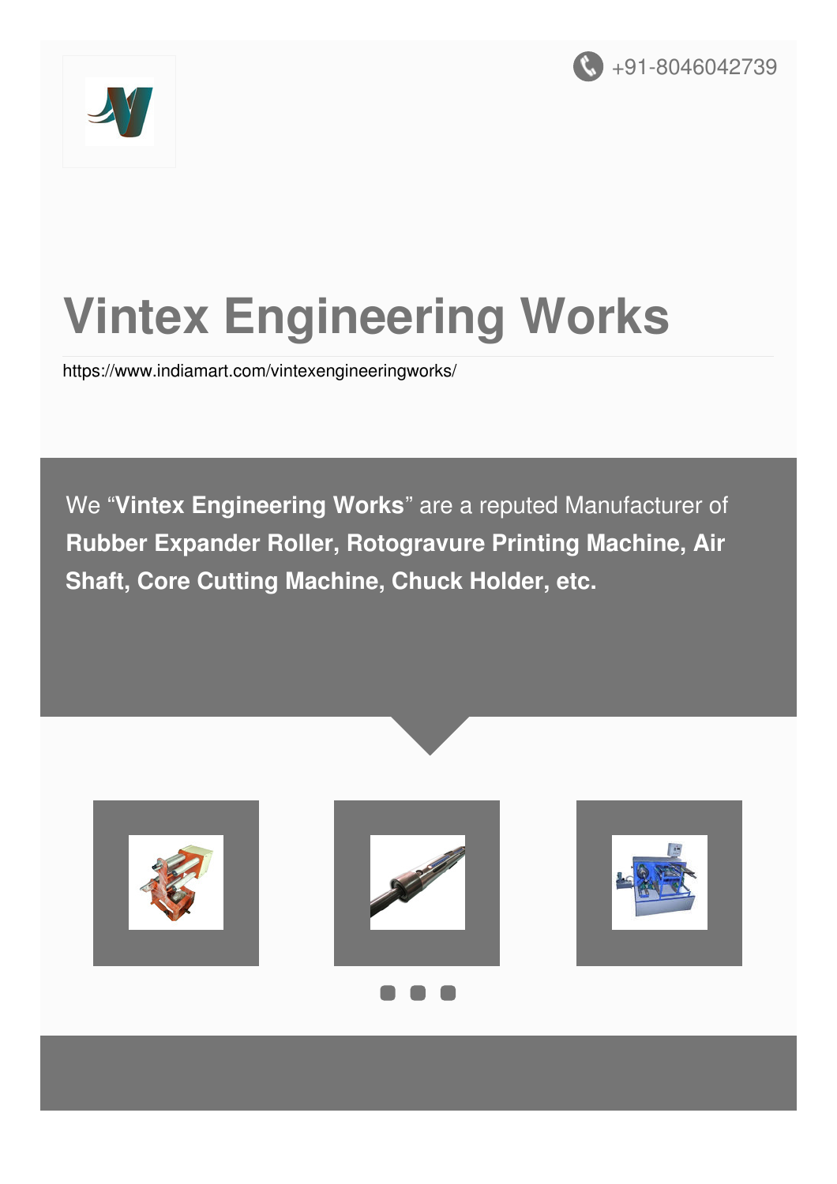+91-8046042739

# Vintex Engineering Works

https://www.indiamart.com/vintexengineeringworks/

We “**Vintex Engineering Works**” are a reputed Manufacturer of **Rubber Expander Roller, Rotogravure Printing Machine, Air Shaft, Core Cutting Machine, Chuck Holder, etc.**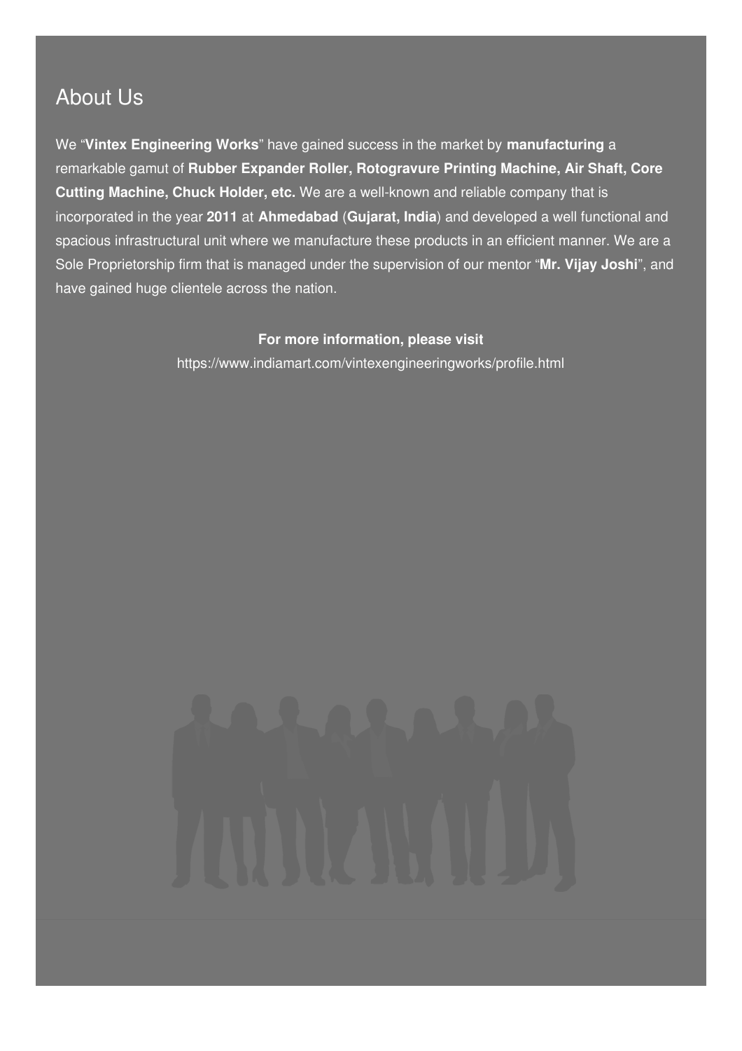## About Us

We "**Vintex Engineering Works**" have gained success in the market by **manufacturing** a remarkable gamut of **Rubber Expander Roller, Rotogravure Printing Machine, Air Shaft, Core Cutting Machine, Chuck Holder, etc.** We are a well-known and reliable company that is incorporated in the year **2011** at **Ahmedabad** (**Gujarat, India**) and developed a well functional and spacious infrastructural unit where we manufacture these products in an efficient manner. We are a Sole Proprietorship firm that is managed under the supervision of our mentor "**Mr. Vijay Joshi**", and have gained huge clientele across the nation.

**For more information, please visit**

https://www.indiamart.com/vintexengineeringworks/profile.html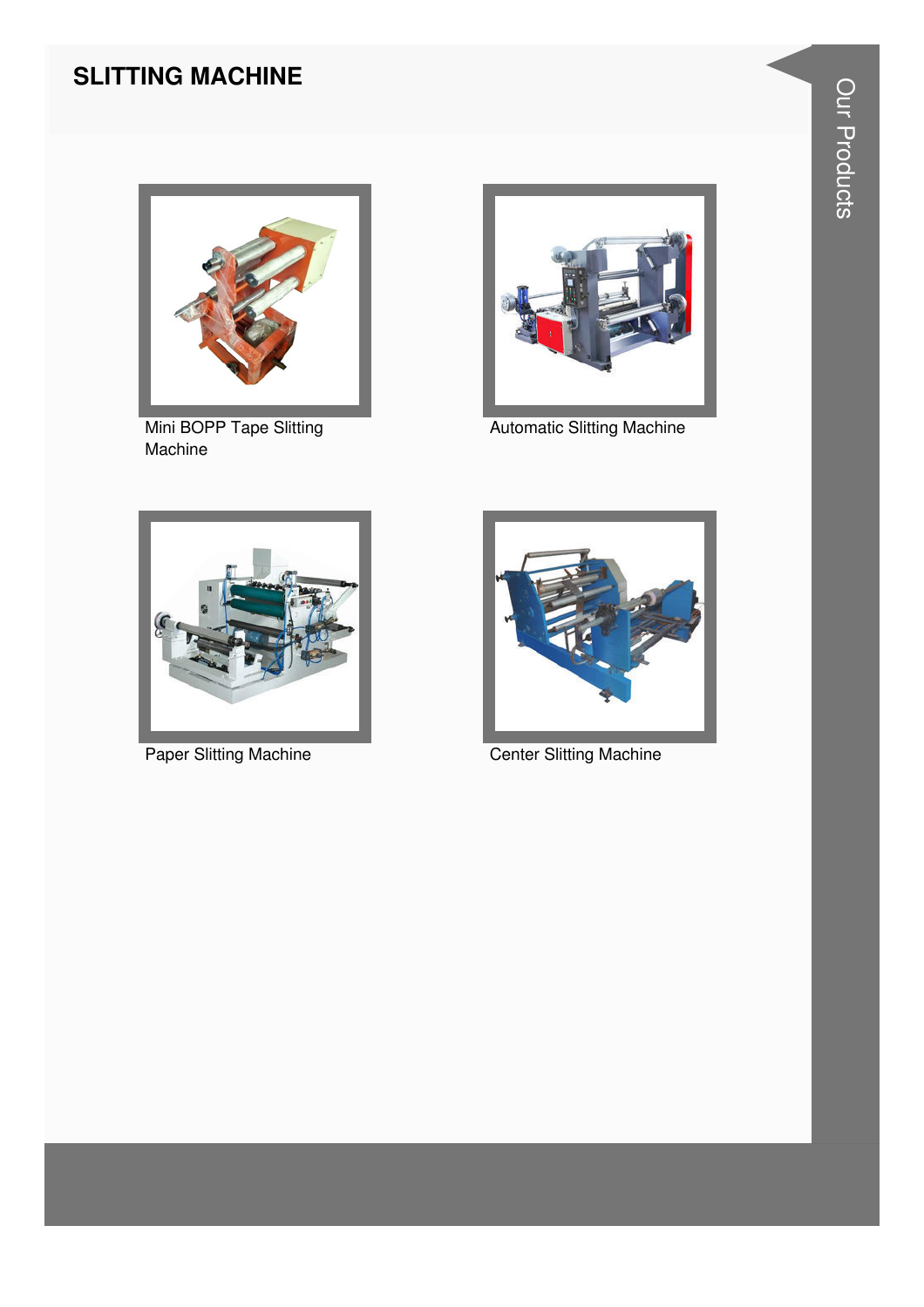## SLITTING MACHINE

Mini BOPP Tape Slitting Machine

Automatic Slitting Machine

Paper Slitting Machine

Center Slitting Machine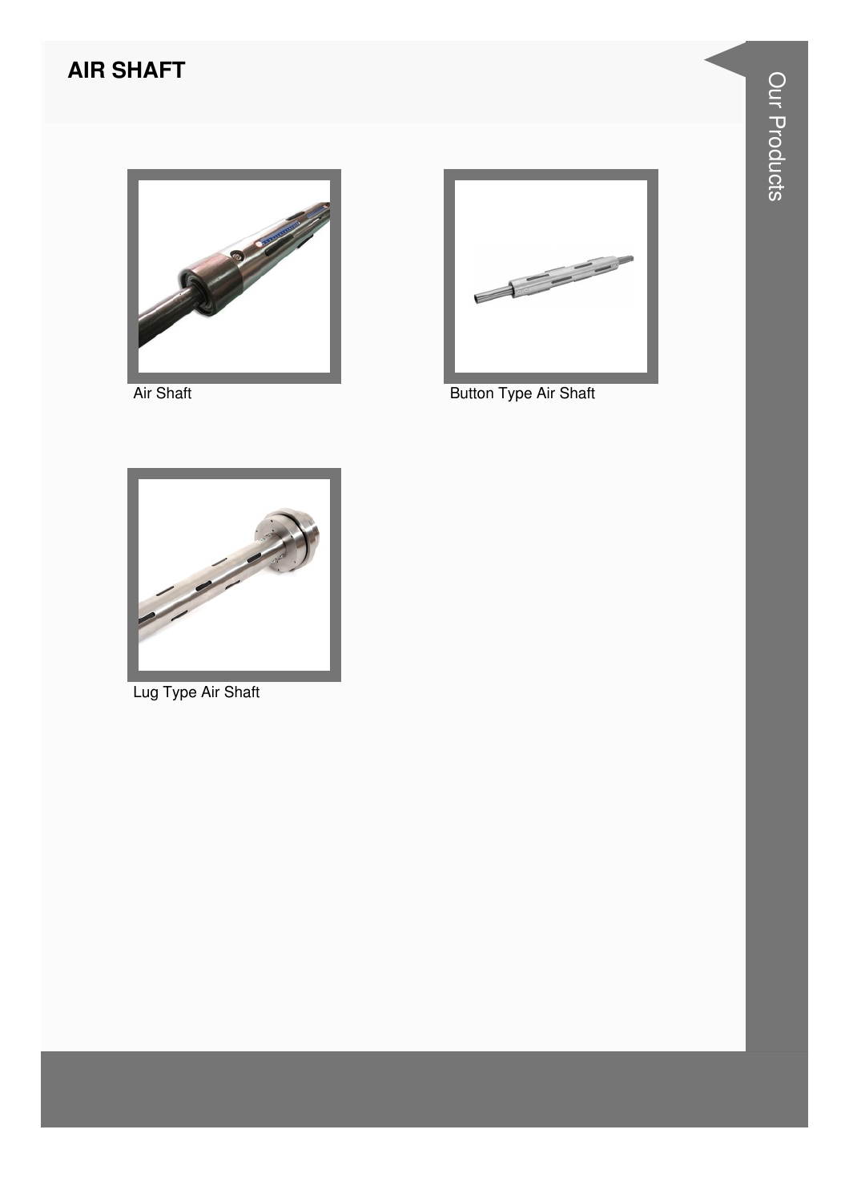## AIR SHAFT

Air Shaft

Button Type Air Shaft

Lug Type Air Shaft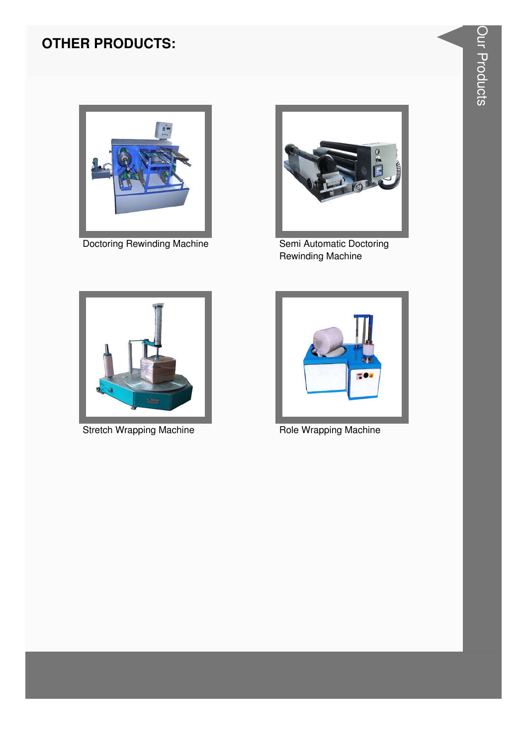## OTHER PRODUCTS:

Doctoring Rewinding Machine

Semi Automatic Doctoring Rewinding Machine

Stretch Wrapping Machine

Role Wrapping Machine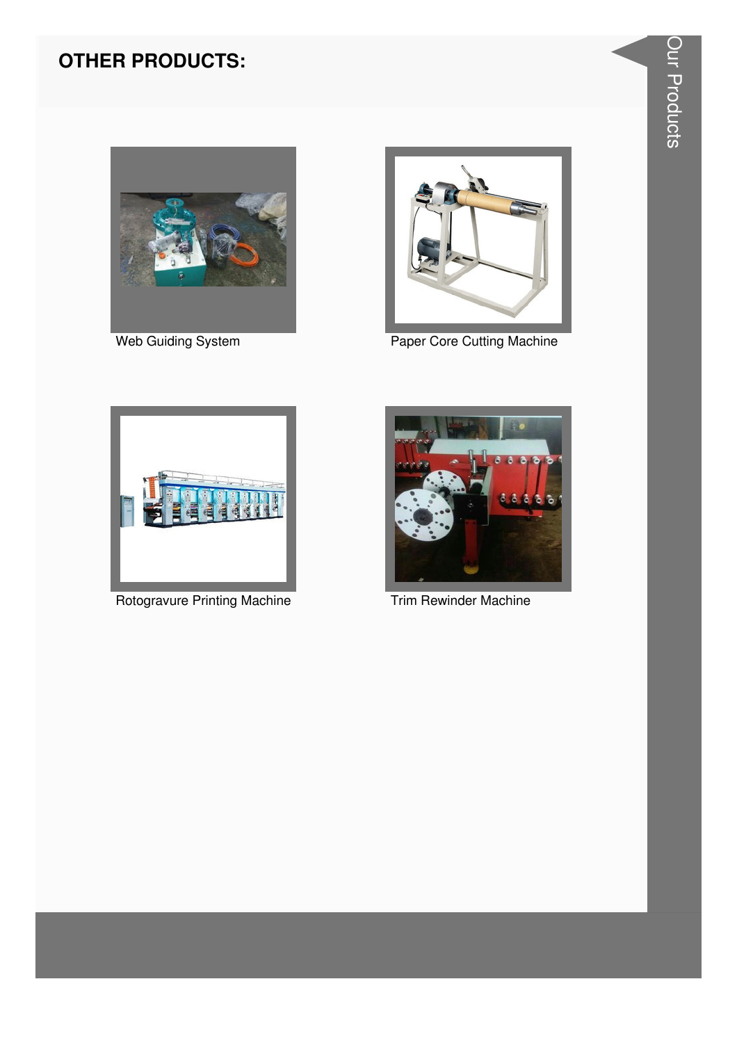## OTHER PRODUCTS:

Web Guiding System

Paper Core Cutting Machine

Rotogravure Printing Machine

Trim Rewinder Machine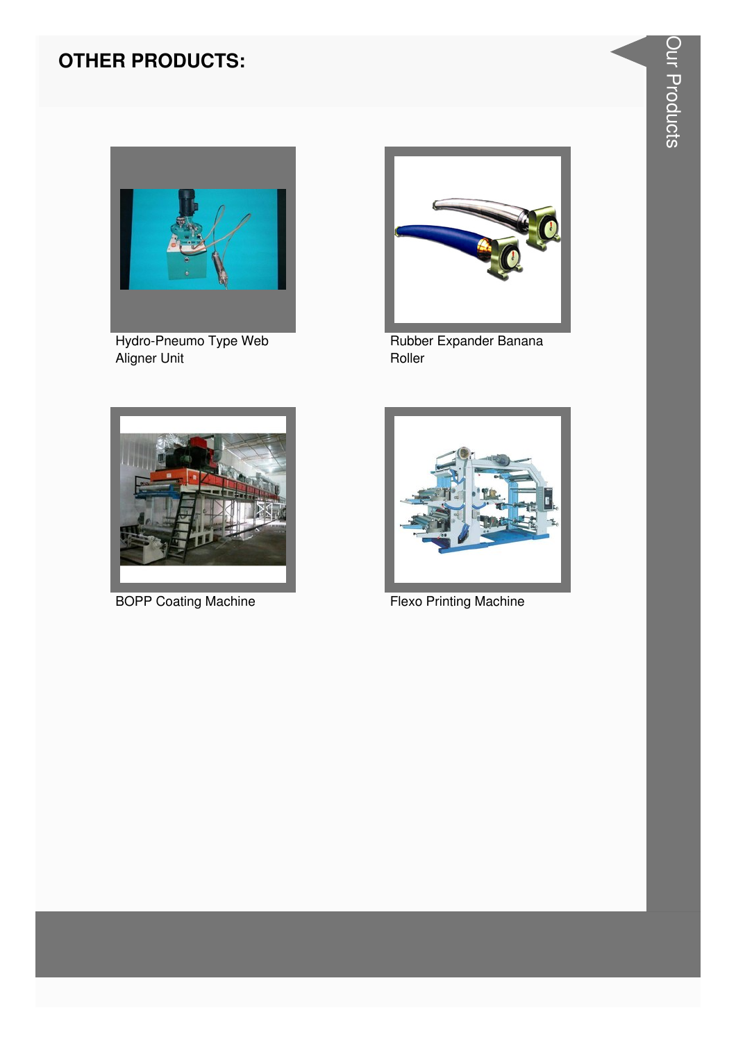## OTHER PRODUCTS:

Hydro-Pneumo Type Web Aligner Unit

Rubber Expander Banana Roller

BOPP Coating Machine

Flexo Printing Machine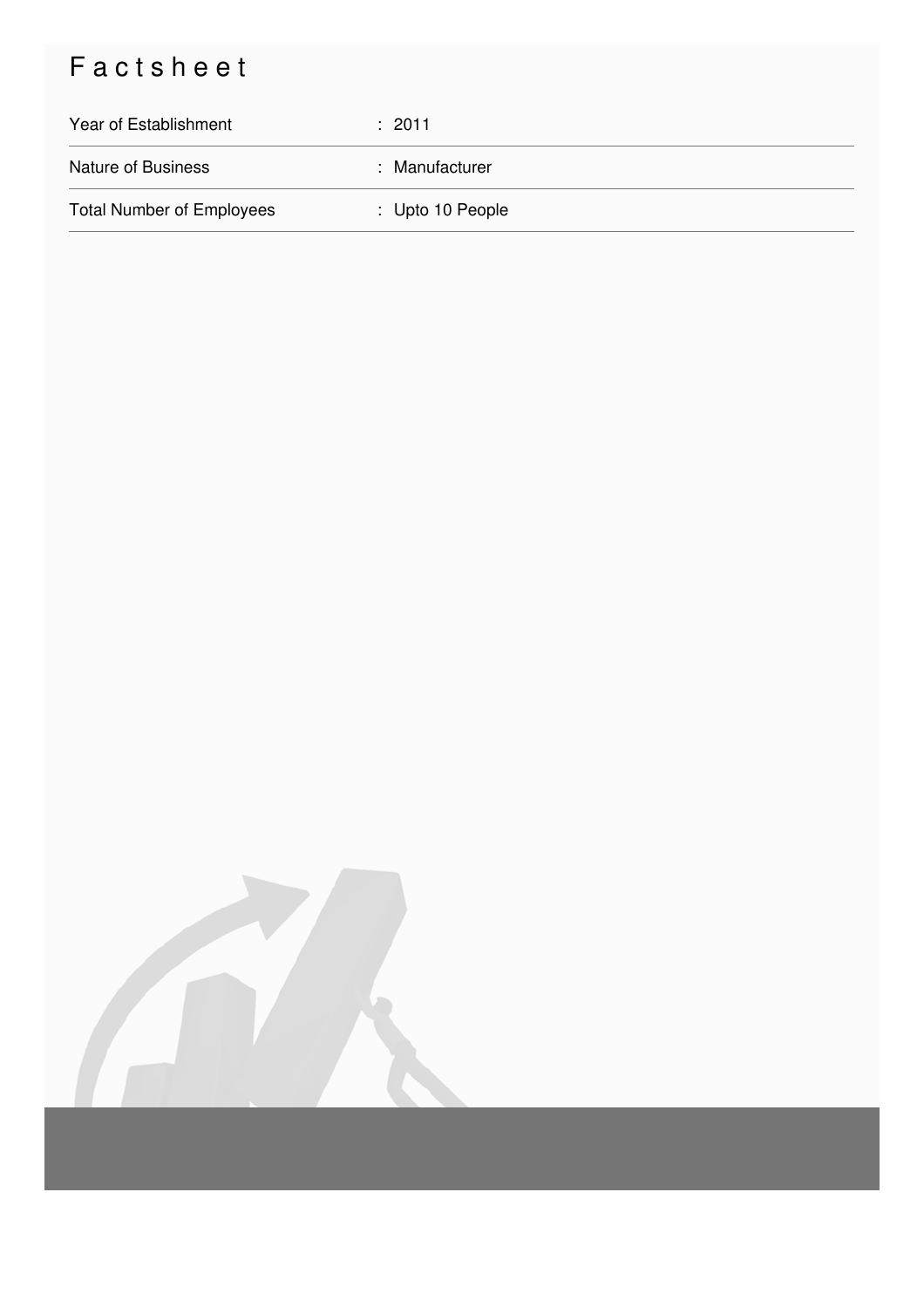# Factsheet

| | |
|---|---|
| Year of Establishment | : 2011 |
| Nature of Business | : Manufacturer |
| Total Number of Employees | : Upto 10 People |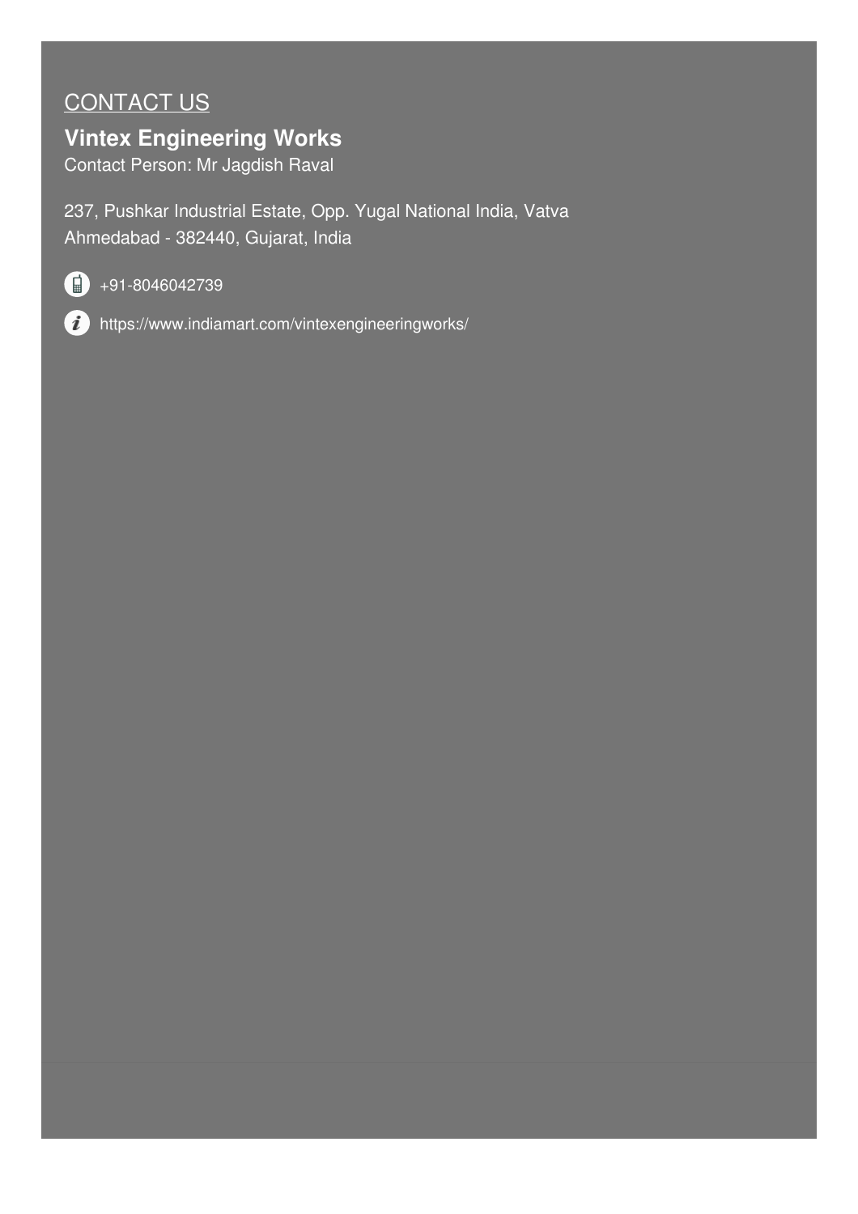## CONTACT US

### Vintex Engineering Works

Contact Person: Mr Jagdish Raval

237, Pushkar Industrial Estate, Opp. Yugal National India, Vatva
Ahmedabad - 382440, Gujarat, India

+91-8046042739

https://www.indiamart.com/vintexengineeringworks/